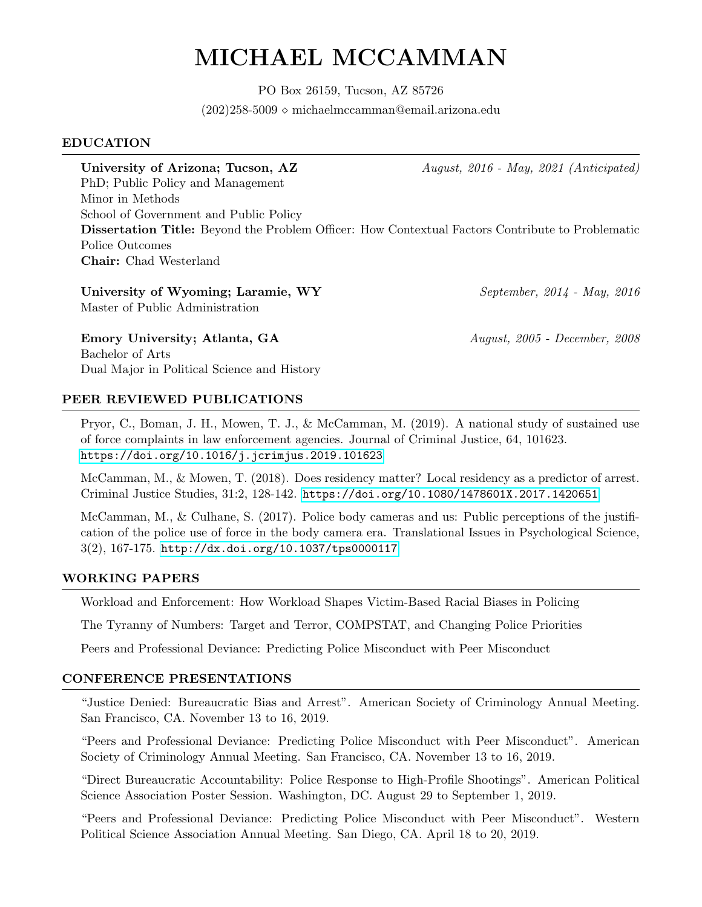# MICHAEL MCCAMMAN

PO Box 26159, Tucson, AZ 85726

(202)258-5009 ⋄ michaelmccamman@email.arizona.edu

## EDUCATION

**University of Arizona; Tucson, AZ** *August, 2016 - May, 2021 (Anticipated)*
PhD; Public Policy and Management
Minor in Methods
School of Government and Public Policy
**Dissertation Title:** Beyond the Problem Officer: How Contextual Factors Contribute to Problematic Police Outcomes
**Chair:** Chad Westerland

**University of Wyoming; Laramie, WY** *September, 2014 - May, 2016*
Master of Public Administration

**Emory University; Atlanta, GA** *August, 2005 - December, 2008*
Bachelor of Arts
Dual Major in Political Science and History

## PEER REVIEWED PUBLICATIONS

Pryor, C., Boman, J. H., Mowen, T. J., & McCamman, M. (2019). A national study of sustained use of force complaints in law enforcement agencies. Journal of Criminal Justice, 64, 101623. https://doi.org/10.1016/j.jcrimjus.2019.101623

McCamman, M., & Mowen, T. (2018). Does residency matter? Local residency as a predictor of arrest. Criminal Justice Studies, 31:2, 128-142. https://doi.org/10.1080/1478601X.2017.1420651

McCamman, M., & Culhane, S. (2017). Police body cameras and us: Public perceptions of the justification of the police use of force in the body camera era. Translational Issues in Psychological Science, 3(2), 167-175. http://dx.doi.org/10.1037/tps0000117

## WORKING PAPERS

Workload and Enforcement: How Workload Shapes Victim-Based Racial Biases in Policing

The Tyranny of Numbers: Target and Terror, COMPSTAT, and Changing Police Priorities

Peers and Professional Deviance: Predicting Police Misconduct with Peer Misconduct

## CONFERENCE PRESENTATIONS

"Justice Denied: Bureaucratic Bias and Arrest". American Society of Criminology Annual Meeting. San Francisco, CA. November 13 to 16, 2019.

"Peers and Professional Deviance: Predicting Police Misconduct with Peer Misconduct". American Society of Criminology Annual Meeting. San Francisco, CA. November 13 to 16, 2019.

"Direct Bureaucratic Accountability: Police Response to High-Profile Shootings". American Political Science Association Poster Session. Washington, DC. August 29 to September 1, 2019.

"Peers and Professional Deviance: Predicting Police Misconduct with Peer Misconduct". Western Political Science Association Annual Meeting. San Diego, CA. April 18 to 20, 2019.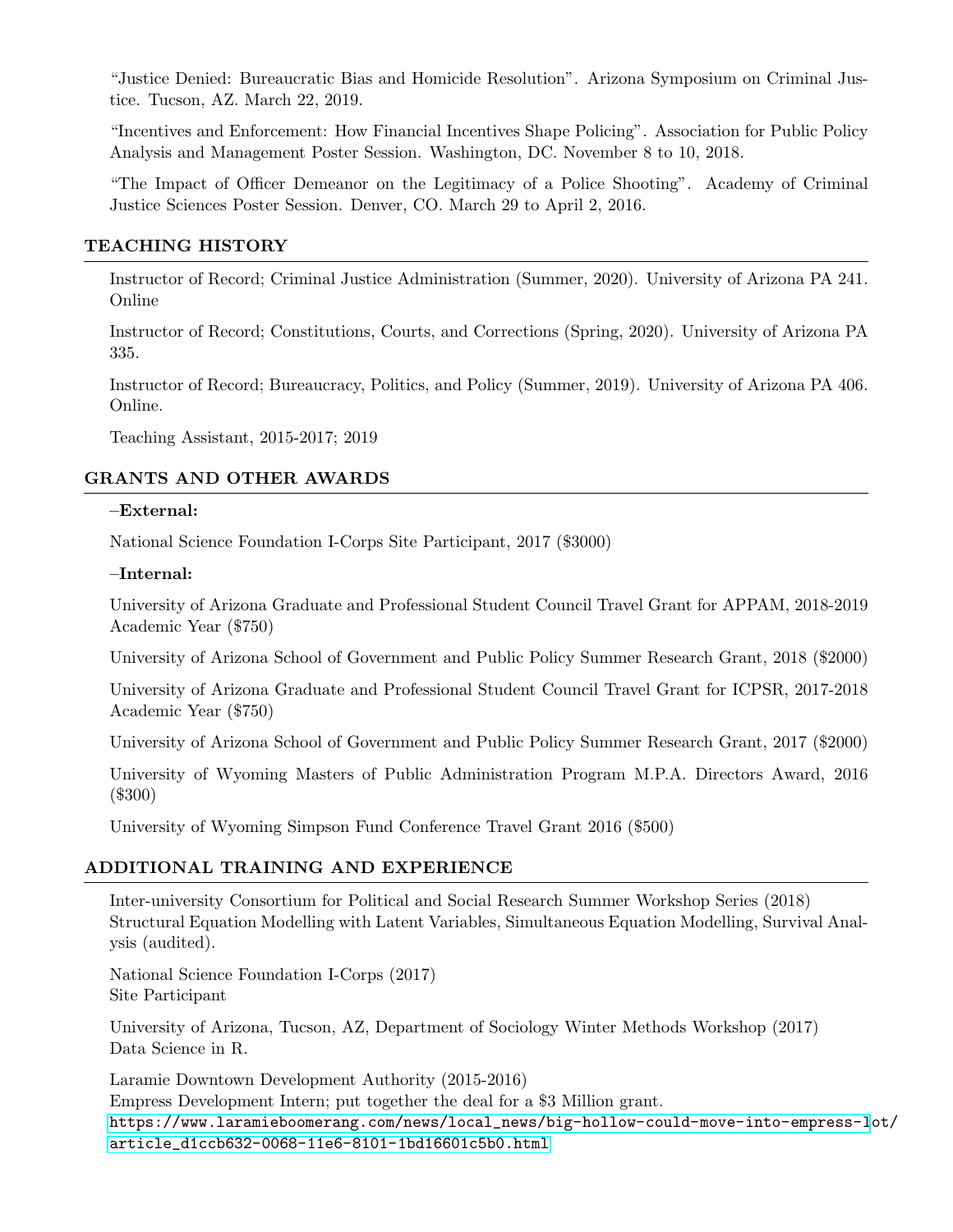"Justice Denied: Bureaucratic Bias and Homicide Resolution". Arizona Symposium on Criminal Justice. Tucson, AZ. March 22, 2019.

"Incentives and Enforcement: How Financial Incentives Shape Policing". Association for Public Policy Analysis and Management Poster Session. Washington, DC. November 8 to 10, 2018.

"The Impact of Officer Demeanor on the Legitimacy of a Police Shooting". Academy of Criminal Justice Sciences Poster Session. Denver, CO. March 29 to April 2, 2016.

## TEACHING HISTORY

Instructor of Record; Criminal Justice Administration (Summer, 2020). University of Arizona PA 241. Online

Instructor of Record; Constitutions, Courts, and Corrections (Spring, 2020). University of Arizona PA 335.

Instructor of Record; Bureaucracy, Politics, and Policy (Summer, 2019). University of Arizona PA 406. Online.

Teaching Assistant, 2015-2017; 2019

## GRANTS AND OTHER AWARDS

**–External:**

National Science Foundation I-Corps Site Participant, 2017 ($3000)

**–Internal:**

University of Arizona Graduate and Professional Student Council Travel Grant for APPAM, 2018-2019 Academic Year ($750)

University of Arizona School of Government and Public Policy Summer Research Grant, 2018 ($2000)

University of Arizona Graduate and Professional Student Council Travel Grant for ICPSR, 2017-2018 Academic Year ($750)

University of Arizona School of Government and Public Policy Summer Research Grant, 2017 ($2000)

University of Wyoming Masters of Public Administration Program M.P.A. Directors Award, 2016 ($300)

University of Wyoming Simpson Fund Conference Travel Grant 2016 ($500)

## ADDITIONAL TRAINING AND EXPERIENCE

Inter-university Consortium for Political and Social Research Summer Workshop Series (2018)
Structural Equation Modelling with Latent Variables, Simultaneous Equation Modelling, Survival Analysis (audited).

National Science Foundation I-Corps (2017)
Site Participant

University of Arizona, Tucson, AZ, Department of Sociology Winter Methods Workshop (2017)
Data Science in R.

Laramie Downtown Development Authority (2015-2016)
Empress Development Intern; put together the deal for a $3 Million grant.
https://www.laramieboomerang.com/news/local_news/big-hollow-could-move-into-empress-lot/article_d1ccb632-0068-11e6-8101-1bd16601c5b0.html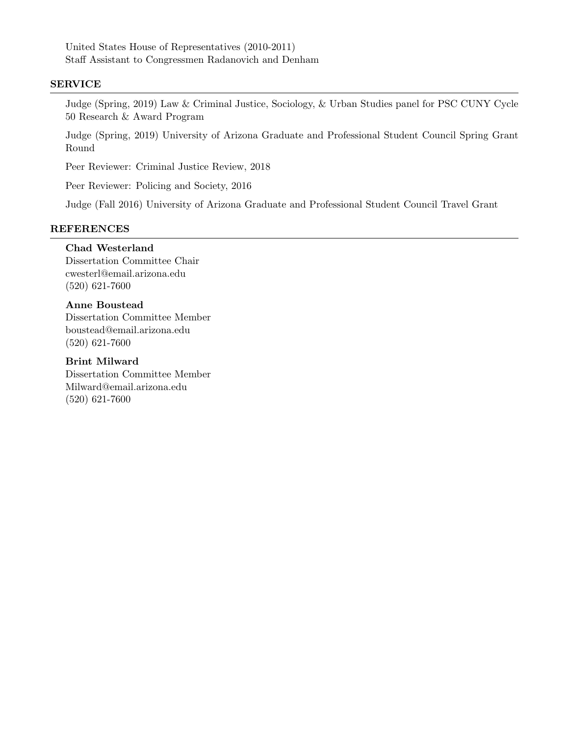United States House of Representatives (2010-2011)
Staff Assistant to Congressmen Radanovich and Denham

## SERVICE

Judge (Spring, 2019) Law & Criminal Justice, Sociology, & Urban Studies panel for PSC CUNY Cycle 50 Research & Award Program

Judge (Spring, 2019) University of Arizona Graduate and Professional Student Council Spring Grant Round

Peer Reviewer: Criminal Justice Review, 2018

Peer Reviewer: Policing and Society, 2016

Judge (Fall 2016) University of Arizona Graduate and Professional Student Council Travel Grant

## REFERENCES

**Chad Westerland**
Dissertation Committee Chair
cwesterl@email.arizona.edu
(520) 621-7600

**Anne Boustead**
Dissertation Committee Member
boustead@email.arizona.edu
(520) 621-7600

**Brint Milward**
Dissertation Committee Member
Milward@email.arizona.edu
(520) 621-7600